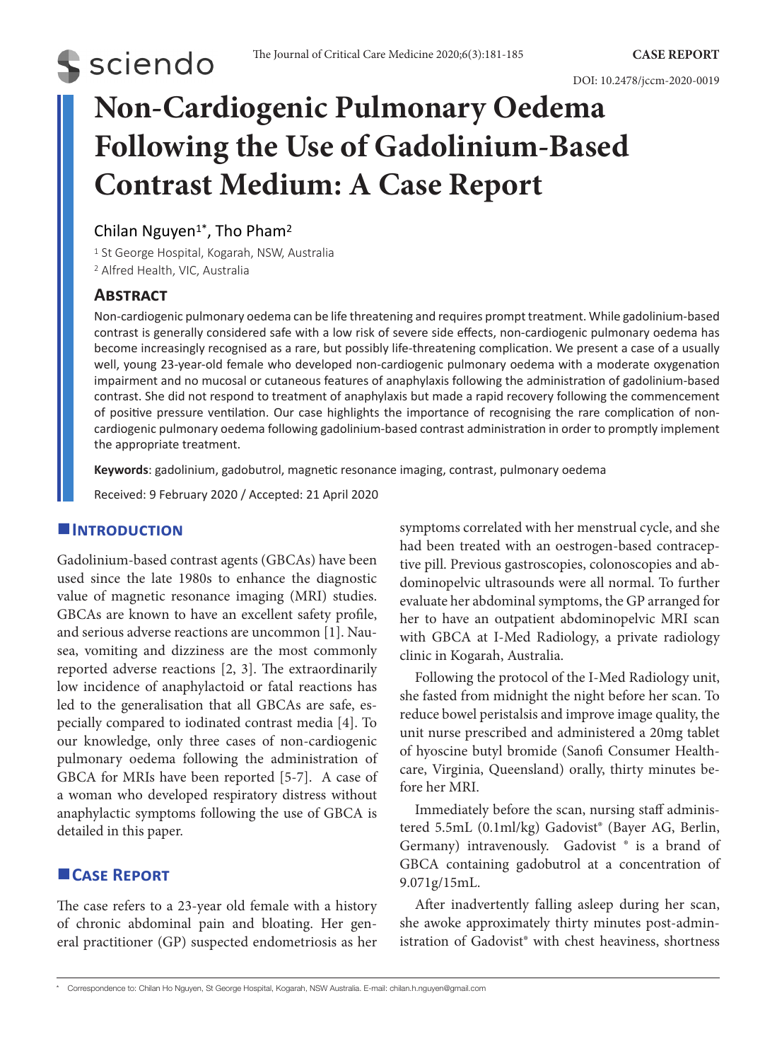# Non-Cardiogenic Pulmonary Oedema Following the Use of Gadolinium-Based Contrast Medium: A Case Report

Chilan Nguyen[1*], Tho Pham[2]

[1] St George Hospital, Kogarah, NSW, Australia
[2] Alfred Health, VIC, Australia

## Abstract

Non-cardiogenic pulmonary oedema can be life threatening and requires prompt treatment. While gadolinium-based contrast is generally considered safe with a low risk of severe side effects, non-cardiogenic pulmonary oedema has become increasingly recognised as a rare, but possibly life-threatening complication. We present a case of a usually well, young 23-year-old female who developed non-cardiogenic pulmonary oedema with a moderate oxygenation impairment and no mucosal or cutaneous features of anaphylaxis following the administration of gadolinium-based contrast. She did not respond to treatment of anaphylaxis but made a rapid recovery following the commencement of positive pressure ventilation. Our case highlights the importance of recognising the rare complication of non-cardiogenic pulmonary oedema following gadolinium-based contrast administration in order to promptly implement the appropriate treatment.

**Keywords**: gadolinium, gadobutrol, magnetic resonance imaging, contrast, pulmonary oedema

Received: 9 February 2020 / Accepted: 21 April 2020

## Introduction

Gadolinium-based contrast agents (GBCAs) have been used since the late 1980s to enhance the diagnostic value of magnetic resonance imaging (MRI) studies. GBCAs are known to have an excellent safety profile, and serious adverse reactions are uncommon [1]. Nausea, vomiting and dizziness are the most commonly reported adverse reactions [2, 3]. The extraordinarily low incidence of anaphylactoid or fatal reactions has led to the generalisation that all GBCAs are safe, especially compared to iodinated contrast media [4]. To our knowledge, only three cases of non-cardiogenic pulmonary oedema following the administration of GBCA for MRIs have been reported [5-7]. A case of a woman who developed respiratory distress without anaphylactic symptoms following the use of GBCA is detailed in this paper.

## Case Report

The case refers to a 23-year old female with a history of chronic abdominal pain and bloating. Her general practitioner (GP) suspected endometriosis as her symptoms correlated with her menstrual cycle, and she had been treated with an oestrogen-based contraceptive pill. Previous gastroscopies, colonoscopies and abdominopelvic ultrasounds were all normal. To further evaluate her abdominal symptoms, the GP arranged for her to have an outpatient abdominopelvic MRI scan with GBCA at I-Med Radiology, a private radiology clinic in Kogarah, Australia.

Following the protocol of the I-Med Radiology unit, she fasted from midnight the night before her scan. To reduce bowel peristalsis and improve image quality, the unit nurse prescribed and administered a 20mg tablet of hyoscine butyl bromide (Sanofi Consumer Healthcare, Virginia, Queensland) orally, thirty minutes before her MRI.

Immediately before the scan, nursing staff administered 5.5mL (0.1ml/kg) Gadovist® (Bayer AG, Berlin, Germany) intravenously. Gadovist ® is a brand of GBCA containing gadobutrol at a concentration of 9.071g/15mL.

After inadvertently falling asleep during her scan, she awoke approximately thirty minutes post-administration of Gadovist® with chest heaviness, shortness

* Correspondence to: Chilan Ho Nguyen, St George Hospital, Kogarah, NSW Australia. E-mail: chilan.h.nguyen@gmail.com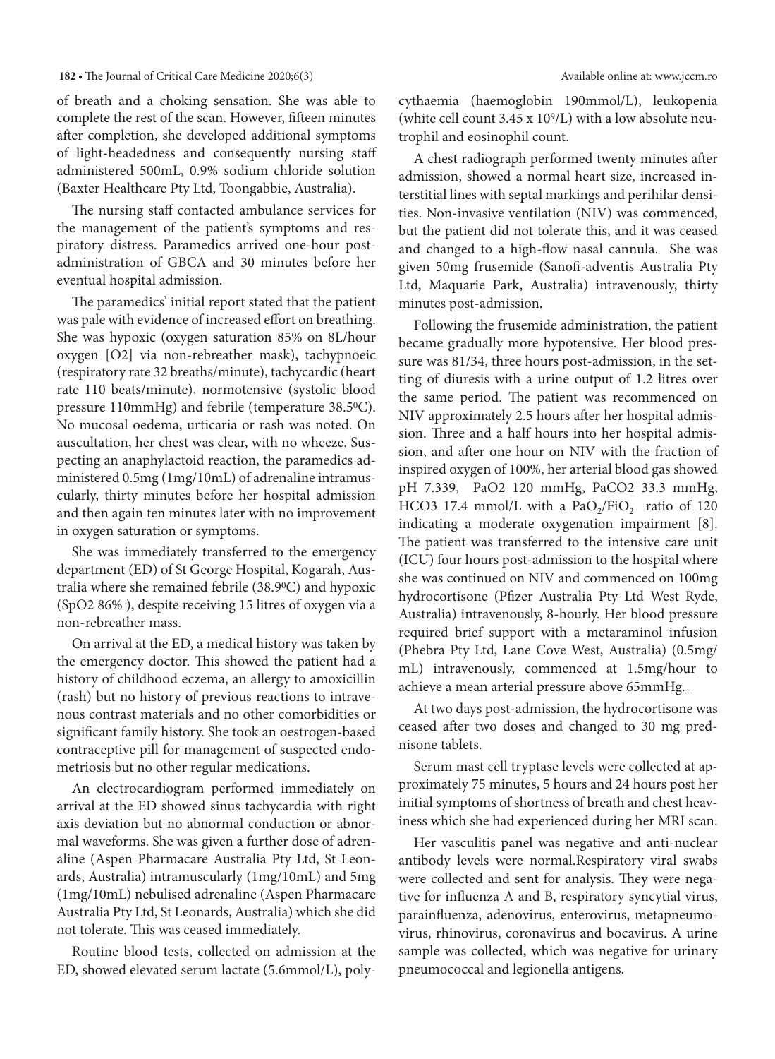of breath and a choking sensation. She was able to complete the rest of the scan. However, fifteen minutes after completion, she developed additional symptoms of light-headedness and consequently nursing staff administered 500mL, 0.9% sodium chloride solution (Baxter Healthcare Pty Ltd, Toongabbie, Australia).

The nursing staff contacted ambulance services for the management of the patient's symptoms and respiratory distress. Paramedics arrived one-hour post-administration of GBCA and 30 minutes before her eventual hospital admission.

The paramedics' initial report stated that the patient was pale with evidence of increased effort on breathing. She was hypoxic (oxygen saturation 85% on 8L/hour oxygen [O2] via non-rebreather mask), tachypnoeic (respiratory rate 32 breaths/minute), tachycardic (heart rate 110 beats/minute), normotensive (systolic blood pressure 110mmHg) and febrile (temperature 38.5$^0$C). No mucosal oedema, urticaria or rash was noted. On auscultation, her chest was clear, with no wheeze. Suspecting an anaphylactoid reaction, the paramedics administered 0.5mg (1mg/10mL) of adrenaline intramuscularly, thirty minutes before her hospital admission and then again ten minutes later with no improvement in oxygen saturation or symptoms.

She was immediately transferred to the emergency department (ED) of St George Hospital, Kogarah, Australia where she remained febrile (38.9$^0$C) and hypoxic (SpO2 86% ), despite receiving 15 litres of oxygen via a non-rebreather mass.

On arrival at the ED, a medical history was taken by the emergency doctor. This showed the patient had a history of childhood eczema, an allergy to amoxicillin (rash) but no history of previous reactions to intravenous contrast materials and no other comorbidities or significant family history. She took an oestrogen-based contraceptive pill for management of suspected endometriosis but no other regular medications.

An electrocardiogram performed immediately on arrival at the ED showed sinus tachycardia with right axis deviation but no abnormal conduction or abnormal waveforms. She was given a further dose of adrenaline (Aspen Pharmacare Australia Pty Ltd, St Leonards, Australia) intramuscularly (1mg/10mL) and 5mg (1mg/10mL) nebulised adrenaline (Aspen Pharmacare Australia Pty Ltd, St Leonards, Australia) which she did not tolerate. This was ceased immediately.

Routine blood tests, collected on admission at the ED, showed elevated serum lactate (5.6mmol/L), polycythaemia (haemoglobin 190mmol/L), leukopenia (white cell count 3.45 x 10$^9$/L) with a low absolute neutrophil and eosinophil count.

A chest radiograph performed twenty minutes after admission, showed a normal heart size, increased interstitial lines with septal markings and perihilar densities. Non-invasive ventilation (NIV) was commenced, but the patient did not tolerate this, and it was ceased and changed to a high-flow nasal cannula. She was given 50mg frusemide (Sanofi-adventis Australia Pty Ltd, Maquarie Park, Australia) intravenously, thirty minutes post-admission.

Following the frusemide administration, the patient became gradually more hypotensive. Her blood pressure was 81/34, three hours post-admission, in the setting of diuresis with a urine output of 1.2 litres over the same period. The patient was recommenced on NIV approximately 2.5 hours after her hospital admission. Three and a half hours into her hospital admission, and after one hour on NIV with the fraction of inspired oxygen of 100%, her arterial blood gas showed pH 7.339, PaO2 120 mmHg, PaCO2 33.3 mmHg, HCO3 17.4 mmol/L with a $PaO_2/FiO_2$ ratio of 120 indicating a moderate oxygenation impairment [8]. The patient was transferred to the intensive care unit (ICU) four hours post-admission to the hospital where she was continued on NIV and commenced on 100mg hydrocortisone (Pfizer Australia Pty Ltd West Ryde, Australia) intravenously, 8-hourly. Her blood pressure required brief support with a metaraminol infusion (Phebra Pty Ltd, Lane Cove West, Australia) (0.5mg/mL) intravenously, commenced at 1.5mg/hour to achieve a mean arterial pressure above 65mmHg.

At two days post-admission, the hydrocortisone was ceased after two doses and changed to 30 mg prednisone tablets.

Serum mast cell tryptase levels were collected at approximately 75 minutes, 5 hours and 24 hours post her initial symptoms of shortness of breath and chest heaviness which she had experienced during her MRI scan.

Her vasculitis panel was negative and anti-nuclear antibody levels were normal.Respiratory viral swabs were collected and sent for analysis. They were negative for influenza A and B, respiratory syncytial virus, parainfluenza, adenovirus, enterovirus, metapneumovirus, rhinovirus, coronavirus and bocavirus. A urine sample was collected, which was negative for urinary pneumococcal and legionella antigens.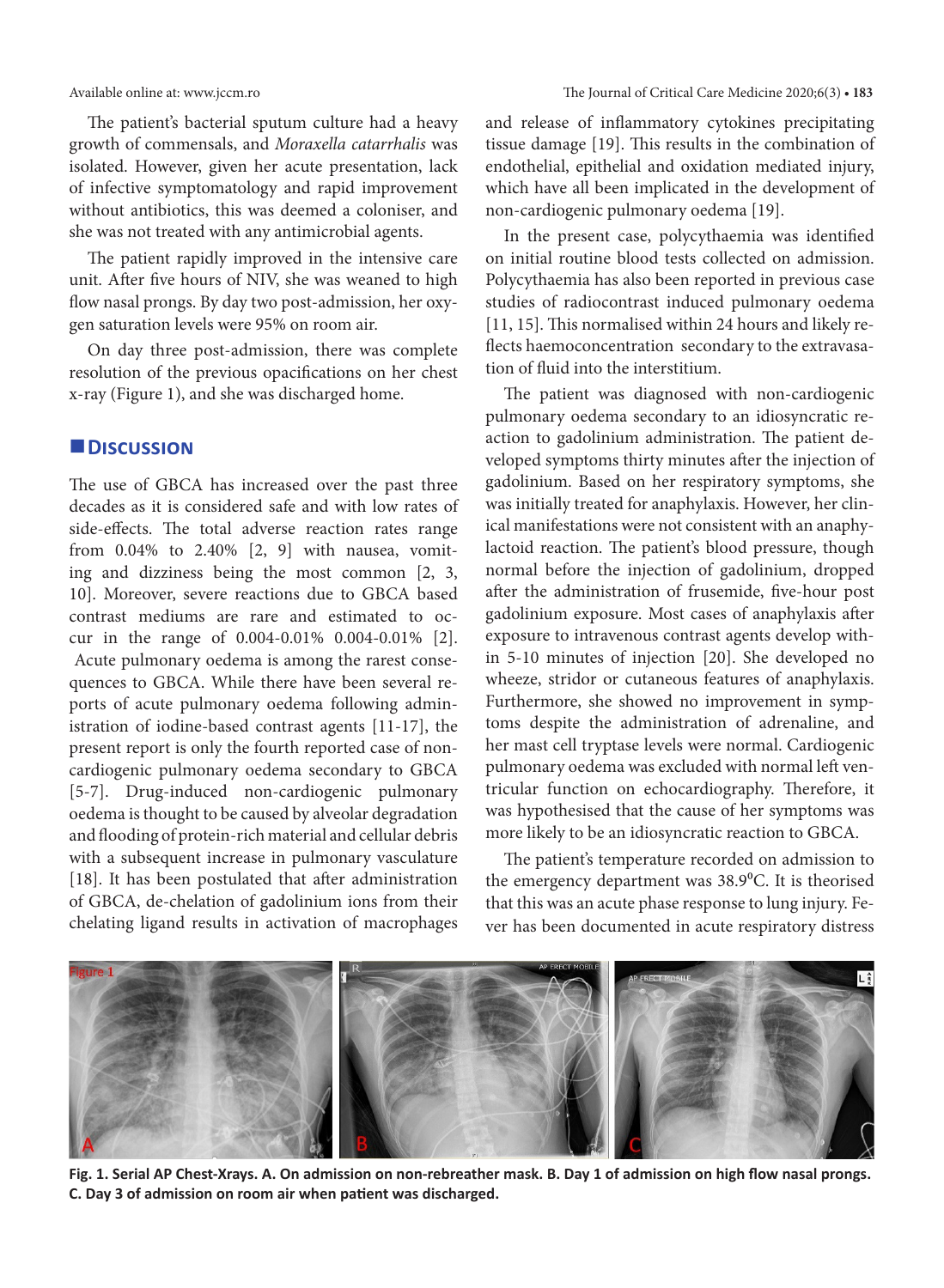The patient's bacterial sputum culture had a heavy growth of commensals, and *Moraxella catarrhalis* was isolated. However, given her acute presentation, lack of infective symptomatology and rapid improvement without antibiotics, this was deemed a coloniser, and she was not treated with any antimicrobial agents.

The patient rapidly improved in the intensive care unit. After five hours of NIV, she was weaned to high flow nasal prongs. By day two post-admission, her oxygen saturation levels were 95% on room air.

On day three post-admission, there was complete resolution of the previous opacifications on her chest x-ray (Figure 1), and she was discharged home.

## Discussion

The use of GBCA has increased over the past three decades as it is considered safe and with low rates of side-effects. The total adverse reaction rates range from 0.04% to 2.40% [2, 9] with nausea, vomiting and dizziness being the most common [2, 3, 10]. Moreover, severe reactions due to GBCA based contrast mediums are rare and estimated to occur in the range of 0.004-0.01% 0.004-0.01% [2]. Acute pulmonary oedema is among the rarest consequences to GBCA. While there have been several reports of acute pulmonary oedema following administration of iodine-based contrast agents [11-17], the present report is only the fourth reported case of non-cardiogenic pulmonary oedema secondary to GBCA [5-7]. Drug-induced non-cardiogenic pulmonary oedema is thought to be caused by alveolar degradation and flooding of protein-rich material and cellular debris with a subsequent increase in pulmonary vasculature [18]. It has been postulated that after administration of GBCA, de-chelation of gadolinium ions from their chelating ligand results in activation of macrophages and release of inflammatory cytokines precipitating tissue damage [19]. This results in the combination of endothelial, epithelial and oxidation mediated injury, which have all been implicated in the development of non-cardiogenic pulmonary oedema [19].

In the present case, polycythaemia was identified on initial routine blood tests collected on admission. Polycythaemia has also been reported in previous case studies of radiocontrast induced pulmonary oedema [11, 15]. This normalised within 24 hours and likely reflects haemoconcentration secondary to the extravasation of fluid into the interstitium.

The patient was diagnosed with non-cardiogenic pulmonary oedema secondary to an idiosyncratic reaction to gadolinium administration. The patient developed symptoms thirty minutes after the injection of gadolinium. Based on her respiratory symptoms, she was initially treated for anaphylaxis. However, her clinical manifestations were not consistent with an anaphylactoid reaction. The patient's blood pressure, though normal before the injection of gadolinium, dropped after the administration of frusemide, five-hour post gadolinium exposure. Most cases of anaphylaxis after exposure to intravenous contrast agents develop within 5-10 minutes of injection [20]. She developed no wheeze, stridor or cutaneous features of anaphylaxis. Furthermore, she showed no improvement in symptoms despite the administration of adrenaline, and her mast cell tryptase levels were normal. Cardiogenic pulmonary oedema was excluded with normal left ventricular function on echocardiography. Therefore, it was hypothesised that the cause of her symptoms was more likely to be an idiosyncratic reaction to GBCA.

The patient's temperature recorded on admission to the emergency department was 38.9$^{0}$C. It is theorised that this was an acute phase response to lung injury. Fever has been documented in acute respiratory distress

**Fig. 1. Serial AP Chest-Xrays. A. On admission on non-rebreather mask. B. Day 1 of admission on high flow nasal prongs. C. Day 3 of admission on room air when patient was discharged.**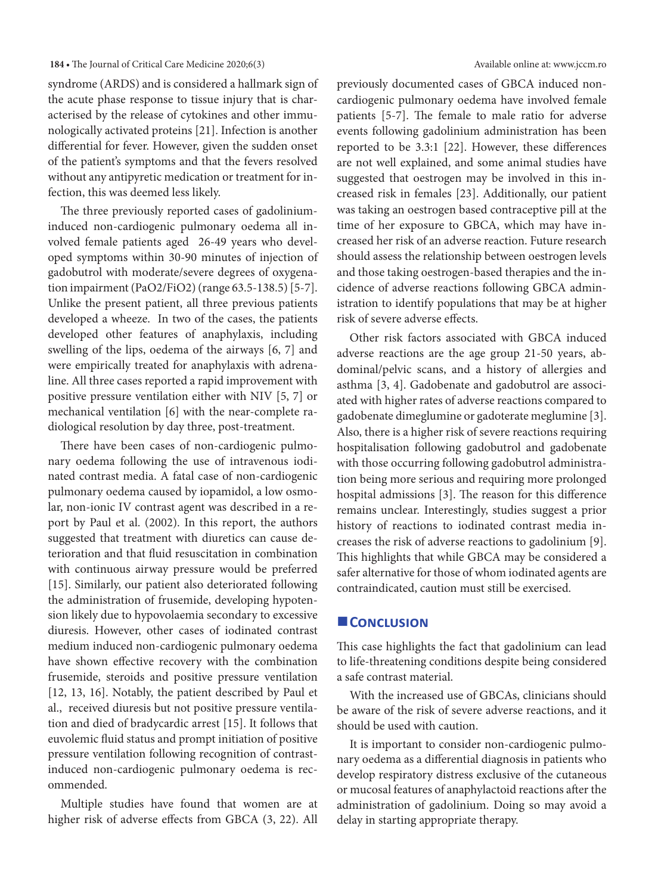syndrome (ARDS) and is considered a hallmark sign of the acute phase response to tissue injury that is characterised by the release of cytokines and other immunologically activated proteins [21]. Infection is another differential for fever. However, given the sudden onset of the patient's symptoms and that the fevers resolved without any antipyretic medication or treatment for infection, this was deemed less likely.

The three previously reported cases of gadolinium-induced non-cardiogenic pulmonary oedema all involved female patients aged 26-49 years who developed symptoms within 30-90 minutes of injection of gadobutrol with moderate/severe degrees of oxygenation impairment (PaO2/FiO2) (range 63.5-138.5) [5-7]. Unlike the present patient, all three previous patients developed a wheeze. In two of the cases, the patients developed other features of anaphylaxis, including swelling of the lips, oedema of the airways [6, 7] and were empirically treated for anaphylaxis with adrenaline. All three cases reported a rapid improvement with positive pressure ventilation either with NIV [5, 7] or mechanical ventilation [6] with the near-complete radiological resolution by day three, post-treatment.

There have been cases of non-cardiogenic pulmonary oedema following the use of intravenous iodinated contrast media. A fatal case of non-cardiogenic pulmonary oedema caused by iopamidol, a low osmolar, non-ionic IV contrast agent was described in a report by Paul et al. (2002). In this report, the authors suggested that treatment with diuretics can cause deterioration and that fluid resuscitation in combination with continuous airway pressure would be preferred [15]. Similarly, our patient also deteriorated following the administration of frusemide, developing hypotension likely due to hypovolaemia secondary to excessive diuresis. However, other cases of iodinated contrast medium induced non-cardiogenic pulmonary oedema have shown effective recovery with the combination frusemide, steroids and positive pressure ventilation [12, 13, 16]. Notably, the patient described by Paul et al., received diuresis but not positive pressure ventilation and died of bradycardic arrest [15]. It follows that euvolemic fluid status and prompt initiation of positive pressure ventilation following recognition of contrast-induced non-cardiogenic pulmonary oedema is recommended.

Multiple studies have found that women are at higher risk of adverse effects from GBCA (3, 22). All previously documented cases of GBCA induced non-cardiogenic pulmonary oedema have involved female patients [5-7]. The female to male ratio for adverse events following gadolinium administration has been reported to be 3.3:1 [22]. However, these differences are not well explained, and some animal studies have suggested that oestrogen may be involved in this increased risk in females [23]. Additionally, our patient was taking an oestrogen based contraceptive pill at the time of her exposure to GBCA, which may have increased her risk of an adverse reaction. Future research should assess the relationship between oestrogen levels and those taking oestrogen-based therapies and the incidence of adverse reactions following GBCA administration to identify populations that may be at higher risk of severe adverse effects.

Other risk factors associated with GBCA induced adverse reactions are the age group 21-50 years, abdominal/pelvic scans, and a history of allergies and asthma [3, 4]. Gadobenate and gadobutrol are associated with higher rates of adverse reactions compared to gadobenate dimeglumine or gadoterate meglumine [3]. Also, there is a higher risk of severe reactions requiring hospitalisation following gadobutrol and gadobenate with those occurring following gadobutrol administration being more serious and requiring more prolonged hospital admissions [3]. The reason for this difference remains unclear. Interestingly, studies suggest a prior history of reactions to iodinated contrast media increases the risk of adverse reactions to gadolinium [9]. This highlights that while GBCA may be considered a safer alternative for those of whom iodinated agents are contraindicated, caution must still be exercised.

## Conclusion

This case highlights the fact that gadolinium can lead to life-threatening conditions despite being considered a safe contrast material.

With the increased use of GBCAs, clinicians should be aware of the risk of severe adverse reactions, and it should be used with caution.

It is important to consider non-cardiogenic pulmonary oedema as a differential diagnosis in patients who develop respiratory distress exclusive of the cutaneous or mucosal features of anaphylactoid reactions after the administration of gadolinium. Doing so may avoid a delay in starting appropriate therapy.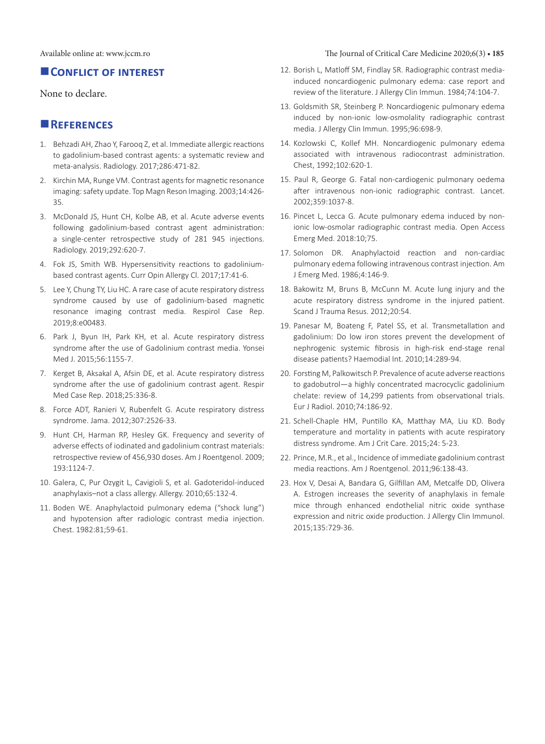## Conflict of interest

None to declare.

## References

1. Behzadi AH, Zhao Y, Farooq Z, et al. Immediate allergic reactions to gadolinium-based contrast agents: a systematic review and meta-analysis. Radiology. 2017;286:471-82.
2. Kirchin MA, Runge VM. Contrast agents for magnetic resonance imaging: safety update. Top Magn Reson Imaging. 2003;14:426-35.
3. McDonald JS, Hunt CH, Kolbe AB, et al. Acute adverse events following gadolinium-based contrast agent administration: a single-center retrospective study of 281 945 injections. Radiology. 2019;292:620-7.
4. Fok JS, Smith WB. Hypersensitivity reactions to gadolinium-based contrast agents. Curr Opin Allergy Cl. 2017;17:41-6.
5. Lee Y, Chung TY, Liu HC. A rare case of acute respiratory distress syndrome caused by use of gadolinium-based magnetic resonance imaging contrast media. Respirol Case Rep. 2019;8:e00483.
6. Park J, Byun IH, Park KH, et al. Acute respiratory distress syndrome after the use of Gadolinium contrast media. Yonsei Med J. 2015;56:1155-7.
7. Kerget B, Aksakal A, Afsin DE, et al. Acute respiratory distress syndrome after the use of gadolinium contrast agent. Respir Med Case Rep. 2018;25:336-8.
8. Force ADT, Ranieri V, Rubenfelt G. Acute respiratory distress syndrome. Jama. 2012;307:2526-33.
9. Hunt CH, Harman RP, Hesley GK. Frequency and severity of adverse effects of iodinated and gadolinium contrast materials: retrospective review of 456,930 doses. Am J Roentgenol. 2009; 193:1124-7.
10. Galera, C, Pur Ozygit L, Cavigioli S, et al. Gadoteridol-induced anaphylaxis–not a class allergy. Allergy. 2010;65:132-4.
11. Boden WE. Anaphylactoid pulmonary edema ("shock lung") and hypotension after radiologic contrast media injection. Chest. 1982:81;59-61.
12. Borish L, Matloff SM, Findlay SR. Radiographic contrast media-induced noncardiogenic pulmonary edema: case report and review of the literature. J Allergy Clin Immun. 1984;74:104-7.
13. Goldsmith SR, Steinberg P. Noncardiogenic pulmonary edema induced by non-ionic low-osmolality radiographic contrast media. J Allergy Clin Immun. 1995;96:698-9.
14. Kozlowski C, Kollef MH. Noncardiogenic pulmonary edema associated with intravenous radiocontrast administration. Chest, 1992;102:620-1.
15. Paul R, George G. Fatal non-cardiogenic pulmonary oedema after intravenous non-ionic radiographic contrast. Lancet. 2002;359:1037-8.
16. Pincet L, Lecca G. Acute pulmonary edema induced by non-ionic low-osmolar radiographic contrast media. Open Access Emerg Med. 2018:10;75.
17. Solomon DR. Anaphylactoid reaction and non-cardiac pulmonary edema following intravenous contrast injection. Am J Emerg Med. 1986;4:146-9.
18. Bakowitz M, Bruns B, McCunn M. Acute lung injury and the acute respiratory distress syndrome in the injured patient. Scand J Trauma Resus. 2012;20:54.
19. Panesar M, Boateng F, Patel SS, et al. Transmetallation and gadolinium: Do low iron stores prevent the development of nephrogenic systemic fibrosis in high-risk end-stage renal disease patients? Haemodial Int. 2010;14:289-94.
20. Forsting M, Palkowitsch P. Prevalence of acute adverse reactions to gadobutrol—a highly concentrated macrocyclic gadolinium chelate: review of 14,299 patients from observational trials. Eur J Radiol. 2010;74:186-92.
21. Schell-Chaple HM, Puntillo KA, Matthay MA, Liu KD. Body temperature and mortality in patients with acute respiratory distress syndrome. Am J Crit Care. 2015;24: 5-23.
22. Prince, M.R., et al., Incidence of immediate gadolinium contrast media reactions. Am J Roentgenol. 2011;96:138-43.
23. Hox V, Desai A, Bandara G, Gilfillan AM, Metcalfe DD, Olivera A. Estrogen increases the severity of anaphylaxis in female mice through enhanced endothelial nitric oxide synthase expression and nitric oxide production. J Allergy Clin Immunol. 2015;135:729-36.